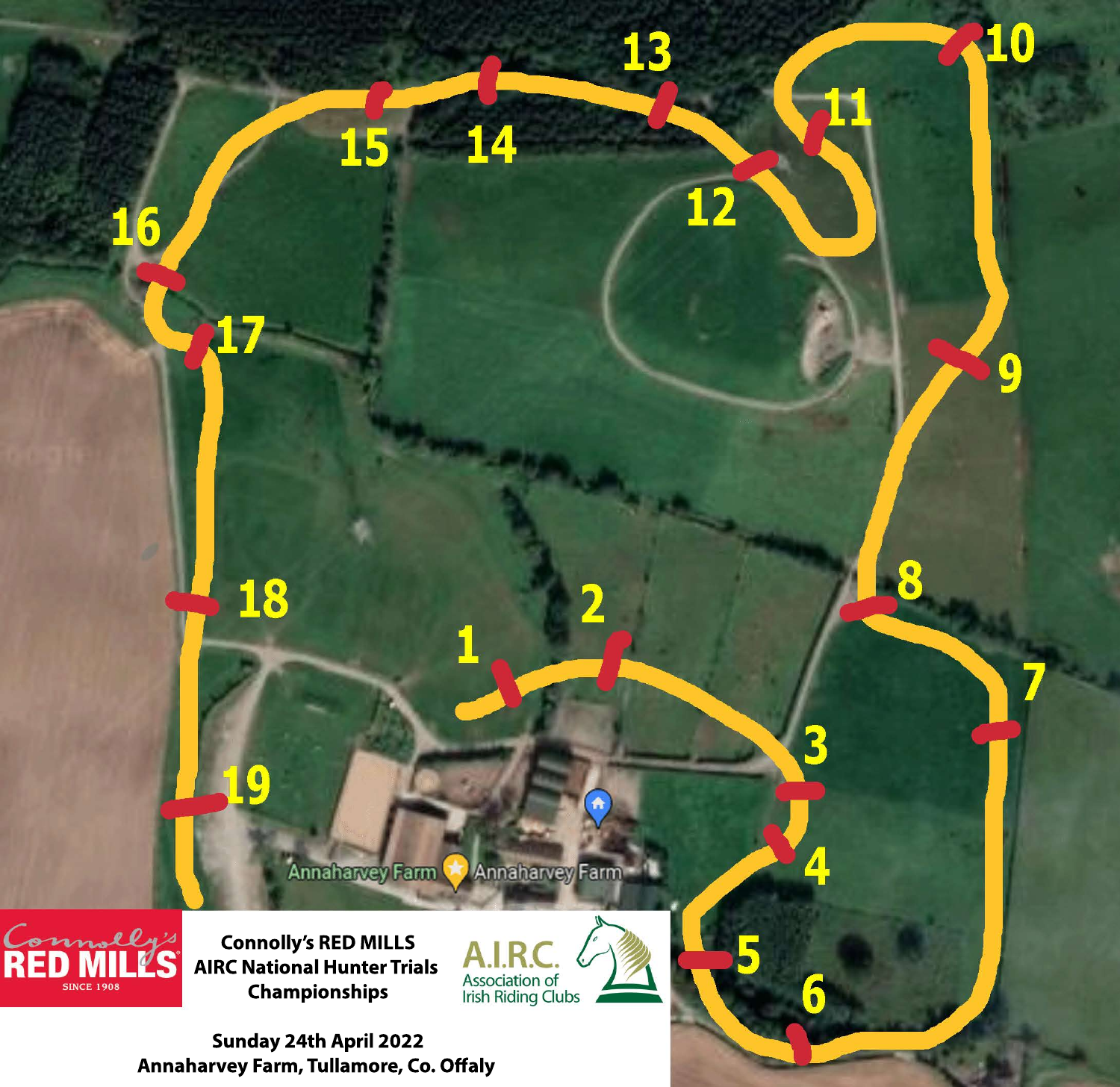Connolly's RED MILLS

SINCE 1908

**Connolly's RED MILLS AIRC National Hunter Trials Championships**

A.I.R.C. Association of Irish Riding Clubs

**Sunday 24th April 2022**
**Annaharvey Farm, Tullamore, Co. Offaly**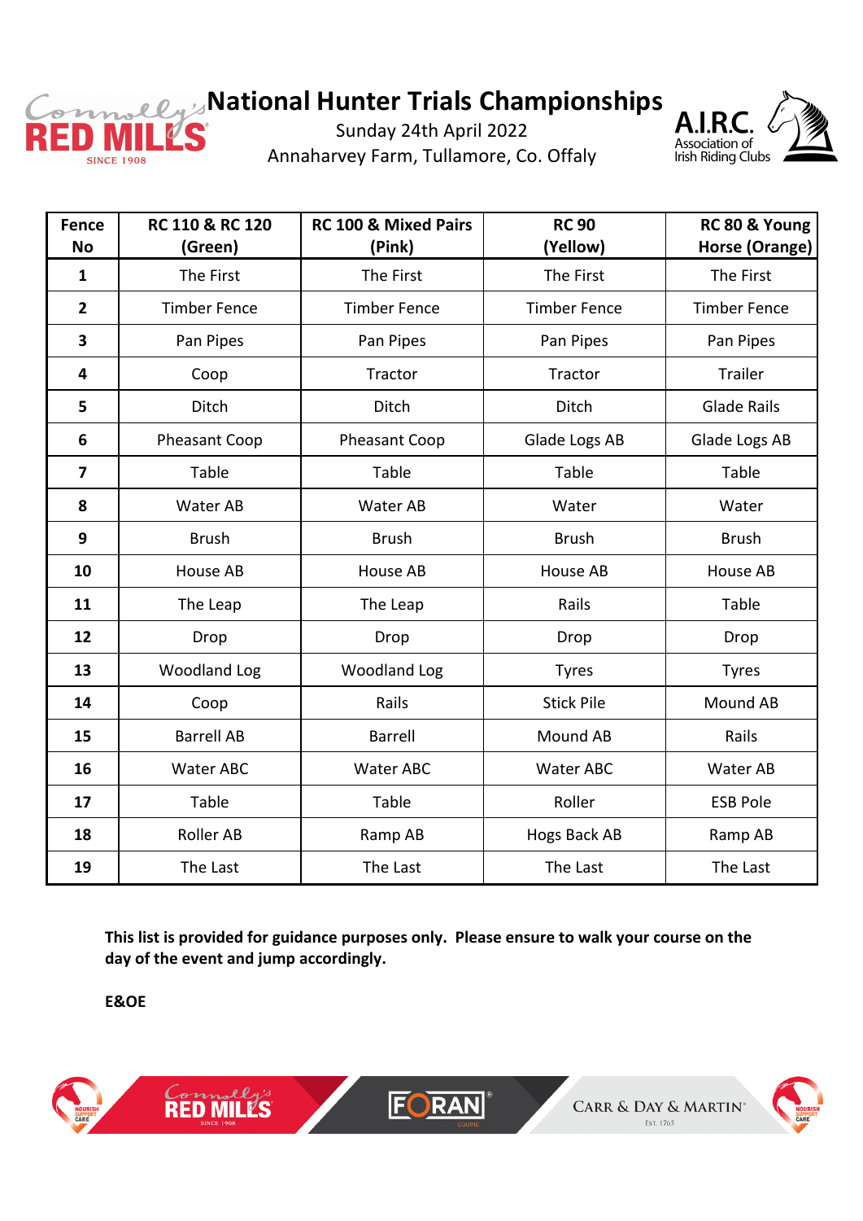# National Hunter Trials Championships

Sunday 24th April 2022

Annaharvey Farm, Tullamore, Co. Offaly

| Fence No | RC 110 & RC 120 (Green) | RC 100 & Mixed Pairs (Pink) | RC 90 (Yellow) | RC 80 & Young Horse (Orange) |
|---|---|---|---|---|
| 1 | The First | The First | The First | The First |
| 2 | Timber Fence | Timber Fence | Timber Fence | Timber Fence |
| 3 | Pan Pipes | Pan Pipes | Pan Pipes | Pan Pipes |
| 4 | Coop | Tractor | Tractor | Trailer |
| 5 | Ditch | Ditch | Ditch | Glade Rails |
| 6 | Pheasant Coop | Pheasant Coop | Glade Logs AB | Glade Logs AB |
| 7 | Table | Table | Table | Table |
| 8 | Water AB | Water AB | Water | Water |
| 9 | Brush | Brush | Brush | Brush |
| 10 | House AB | House AB | House AB | House AB |
| 11 | The Leap | The Leap | Rails | Table |
| 12 | Drop | Drop | Drop | Drop |
| 13 | Woodland Log | Woodland Log | Tyres | Tyres |
| 14 | Coop | Rails | Stick Pile | Mound AB |
| 15 | Barrell AB | Barrell | Mound AB | Rails |
| 16 | Water ABC | Water ABC | Water ABC | Water AB |
| 17 | Table | Table | Roller | ESB Pole |
| 18 | Roller AB | Ramp AB | Hogs Back AB | Ramp AB |
| 19 | The Last | The Last | The Last | The Last |

**This list is provided for guidance purposes only. Please ensure to walk your course on the day of the event and jump accordingly.**

**E&OE**